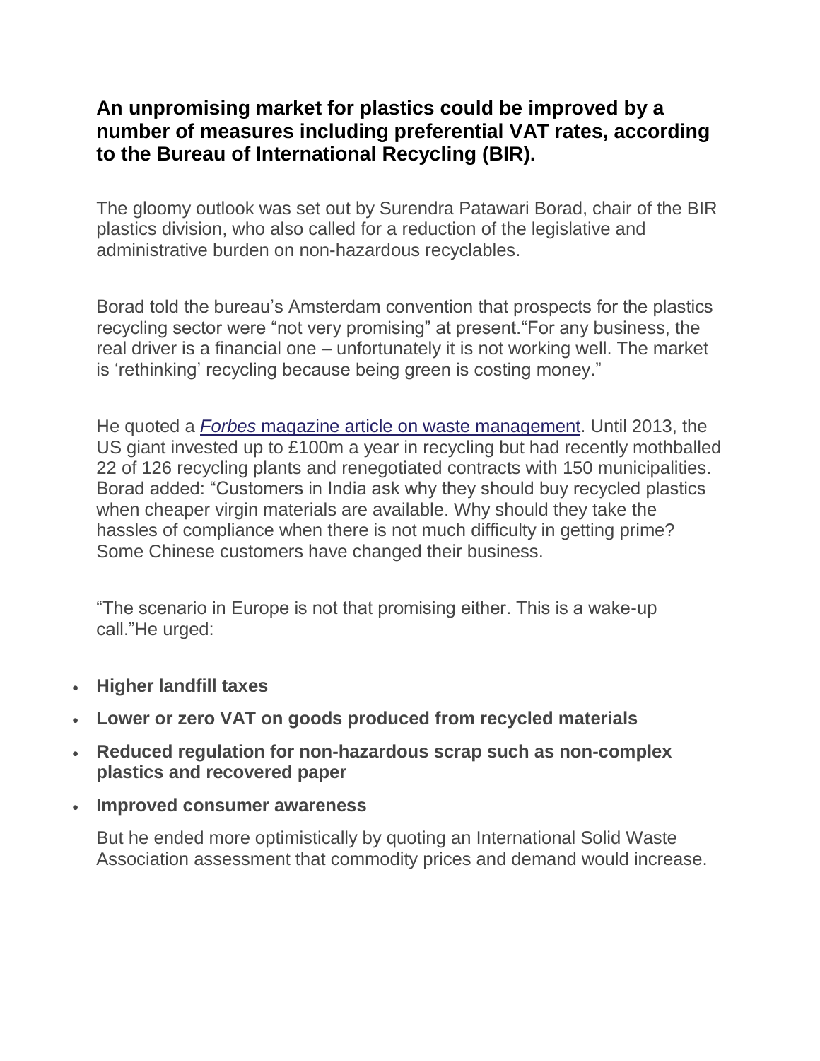**An unpromising market for plastics could be improved by a number of measures including preferential VAT rates, according to the Bureau of International Recycling (BIR).**

The gloomy outlook was set out by Surendra Patawari Borad, chair of the BIR plastics division, who also called for a reduction of the legislative and administrative burden on non-hazardous recyclables.

Borad told the bureau's Amsterdam convention that prospects for the plastics recycling sector were "not very promising" at present."For any business, the real driver is a financial one – unfortunately it is not working well. The market is 'rethinking' recycling because being green is costing money."

He quoted a *Forbes* magazine article on waste management. Until 2013, the US giant invested up to £100m a year in recycling but had recently mothballed 22 of 126 recycling plants and renegotiated contracts with 150 municipalities. Borad added: "Customers in India ask why they should buy recycled plastics when cheaper virgin materials are available. Why should they take the hassles of compliance when there is not much difficulty in getting prime? Some Chinese customers have changed their business.

"The scenario in Europe is not that promising either. This is a wake-up call."He urged:

- **Higher landfill taxes**
- **Lower or zero VAT on goods produced from recycled materials**
- **Reduced regulation for non-hazardous scrap such as non-complex plastics and recovered paper**
- **Improved consumer awareness**

But he ended more optimistically by quoting an International Solid Waste Association assessment that commodity prices and demand would increase.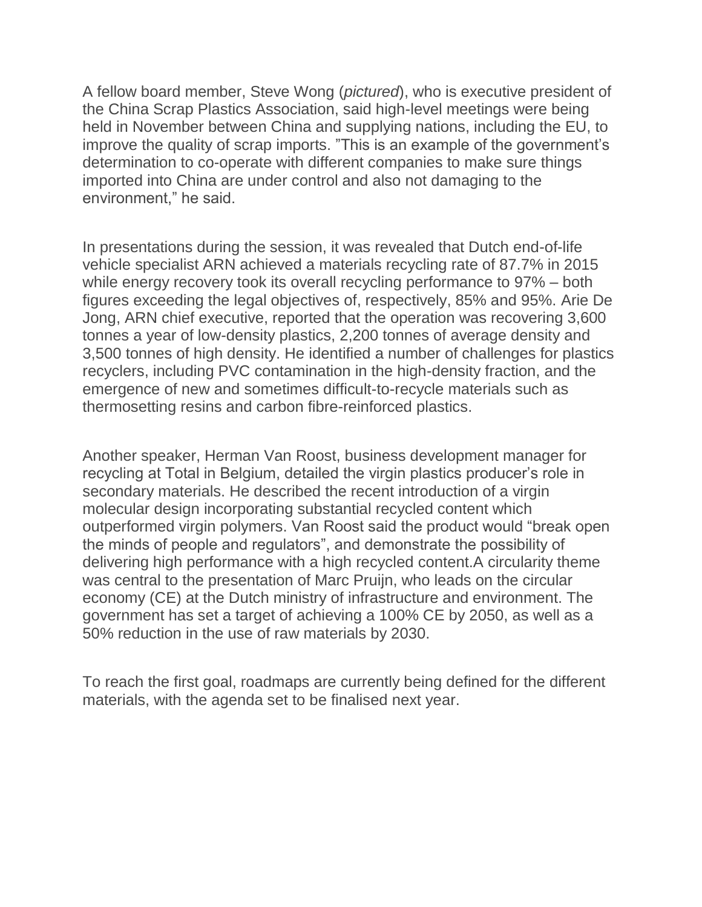A fellow board member, Steve Wong (*pictured*), who is executive president of the China Scrap Plastics Association, said high-level meetings were being held in November between China and supplying nations, including the EU, to improve the quality of scrap imports. ”This is an example of the government’s determination to co-operate with different companies to make sure things imported into China are under control and also not damaging to the environment,” he said.

In presentations during the session, it was revealed that Dutch end-of-life vehicle specialist ARN achieved a materials recycling rate of 87.7% in 2015 while energy recovery took its overall recycling performance to 97% – both figures exceeding the legal objectives of, respectively, 85% and 95%. Arie De Jong, ARN chief executive, reported that the operation was recovering 3,600 tonnes a year of low-density plastics, 2,200 tonnes of average density and 3,500 tonnes of high density. He identified a number of challenges for plastics recyclers, including PVC contamination in the high-density fraction, and the emergence of new and sometimes difficult-to-recycle materials such as thermosetting resins and carbon fibre-reinforced plastics.

Another speaker, Herman Van Roost, business development manager for recycling at Total in Belgium, detailed the virgin plastics producer’s role in secondary materials. He described the recent introduction of a virgin molecular design incorporating substantial recycled content which outperformed virgin polymers. Van Roost said the product would “break open the minds of people and regulators”, and demonstrate the possibility of delivering high performance with a high recycled content.A circularity theme was central to the presentation of Marc Pruijn, who leads on the circular economy (CE) at the Dutch ministry of infrastructure and environment. The government has set a target of achieving a 100% CE by 2050, as well as a 50% reduction in the use of raw materials by 2030.

To reach the first goal, roadmaps are currently being defined for the different materials, with the agenda set to be finalised next year.